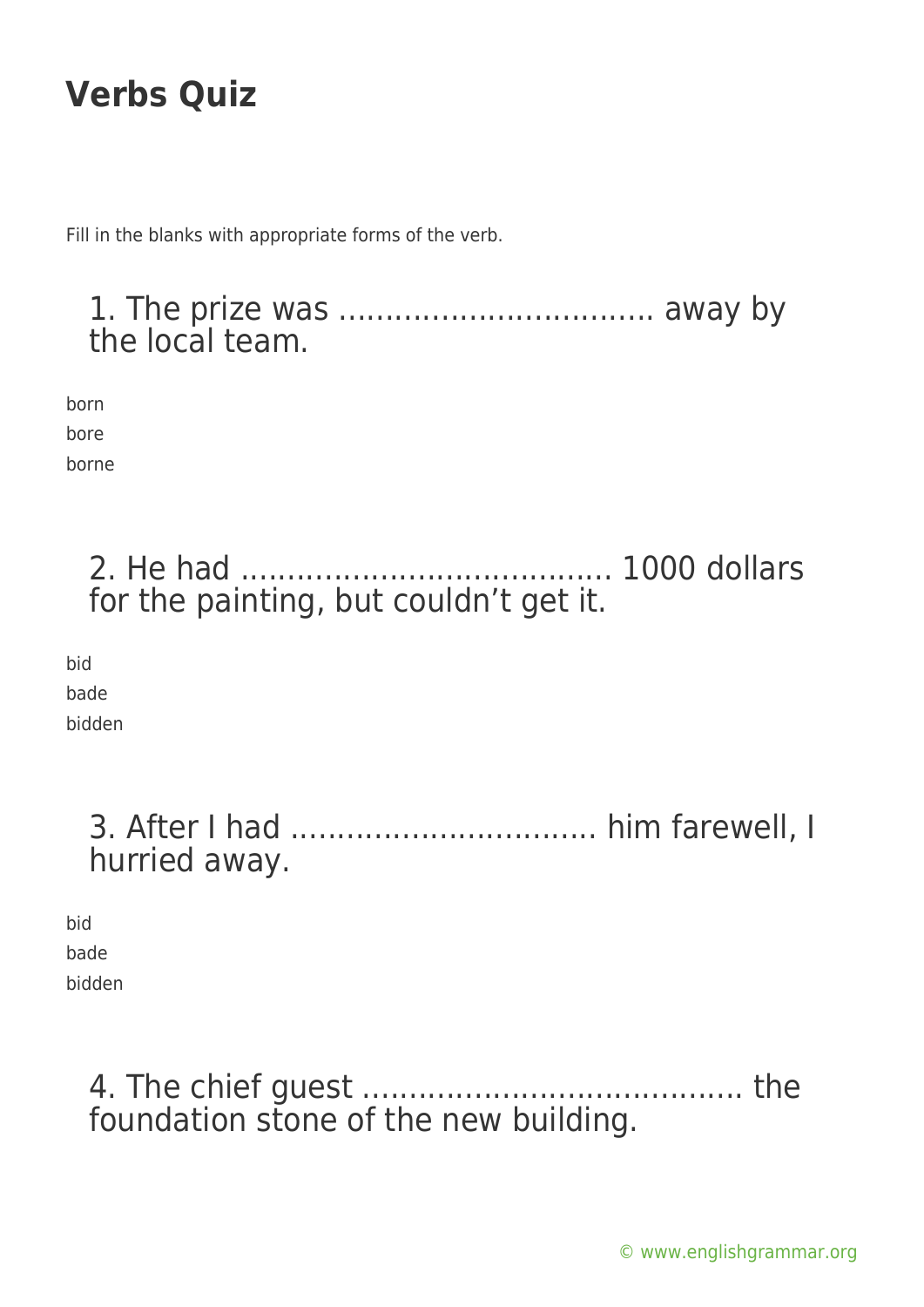# Verbs Quiz

Fill in the blanks with appropriate forms of the verb.

### 1. The prize was ................................. away by the local team.

born
bore
borne

### 2. He had ....................................... 1000 dollars for the painting, but couldn't get it.

bid
bade
bidden

### 3. After I had ................................ him farewell, I hurried away.

bid
bade
bidden

### 4. The chief guest ........................................ the foundation stone of the new building.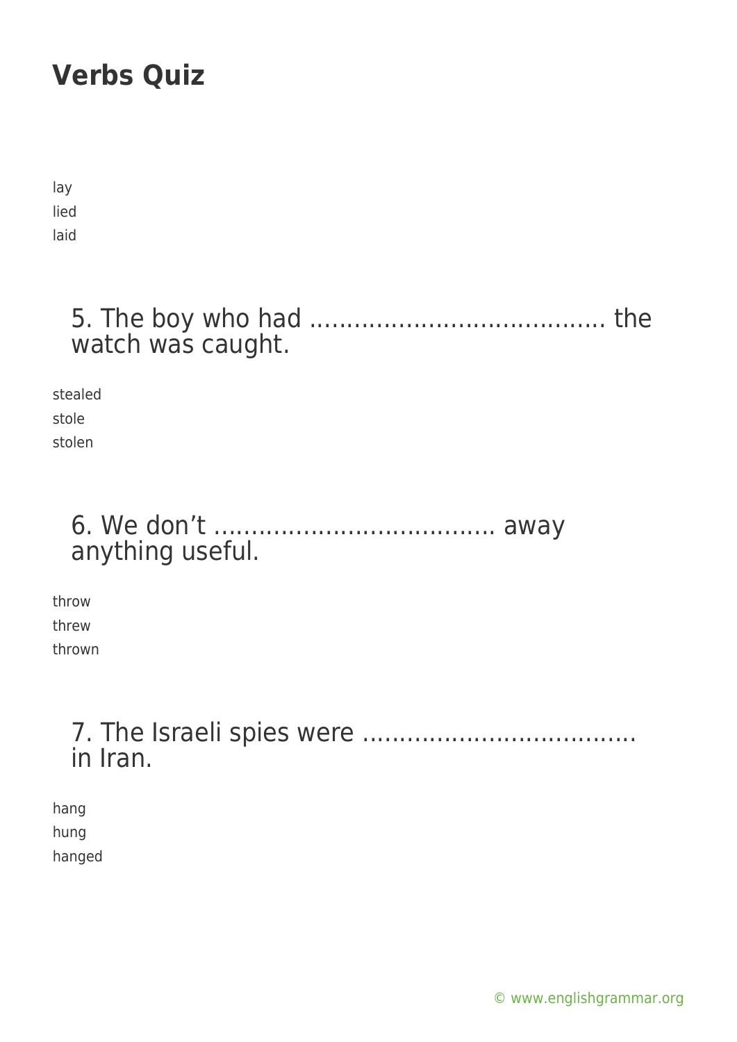lay
lied
laid

5. The boy who had ....................................... the watch was caught.

stealed
stole
stolen

6. We don’t ..................................... away anything useful.

throw
threw
thrown

7. The Israeli spies were .................................... in Iran.

hang
hung
hanged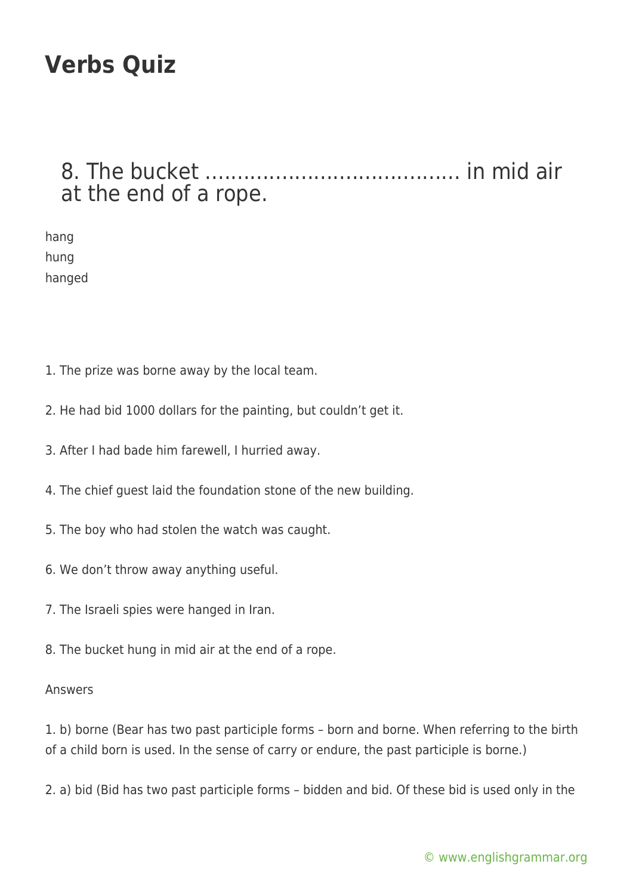# Verbs Quiz

## 8. The bucket ……………………………….. in mid air at the end of a rope.

hang
hung
hanged

1. The prize was borne away by the local team.

2. He had bid 1000 dollars for the painting, but couldn't get it.

3. After I had bade him farewell, I hurried away.

4. The chief guest laid the foundation stone of the new building.

5. The boy who had stolen the watch was caught.

6. We don't throw away anything useful.

7. The Israeli spies were hanged in Iran.

8. The bucket hung in mid air at the end of a rope.

Answers

1. b) borne (Bear has two past participle forms – born and borne. When referring to the birth of a child born is used. In the sense of carry or endure, the past participle is borne.)

2. a) bid (Bid has two past participle forms – bidden and bid. Of these bid is used only in the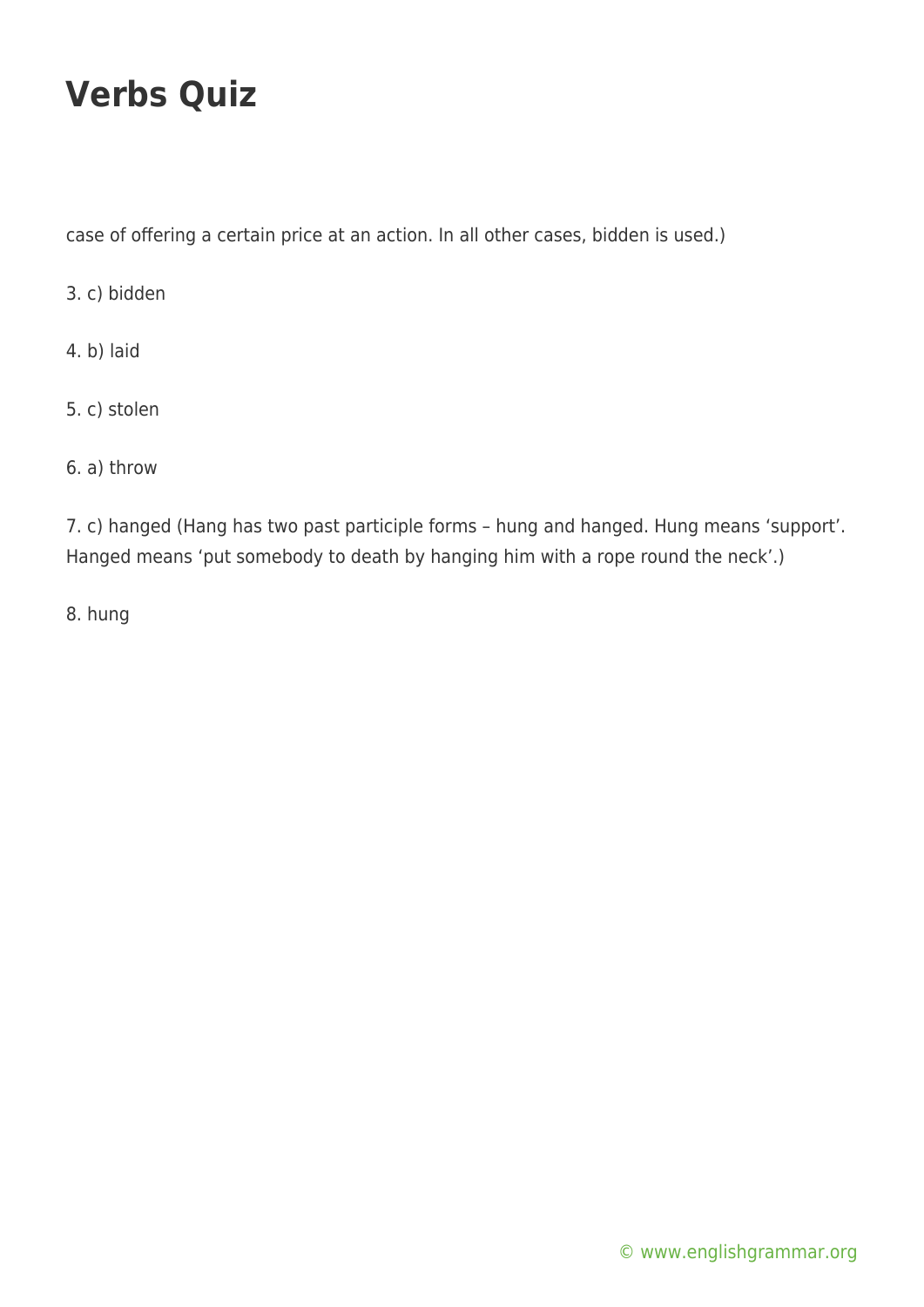case of offering a certain price at an action. In all other cases, bidden is used.)

3. c) bidden

4. b) laid

5. c) stolen

6. a) throw

7. c) hanged (Hang has two past participle forms – hung and hanged. Hung means 'support'. Hanged means 'put somebody to death by hanging him with a rope round the neck'.)

8. hung